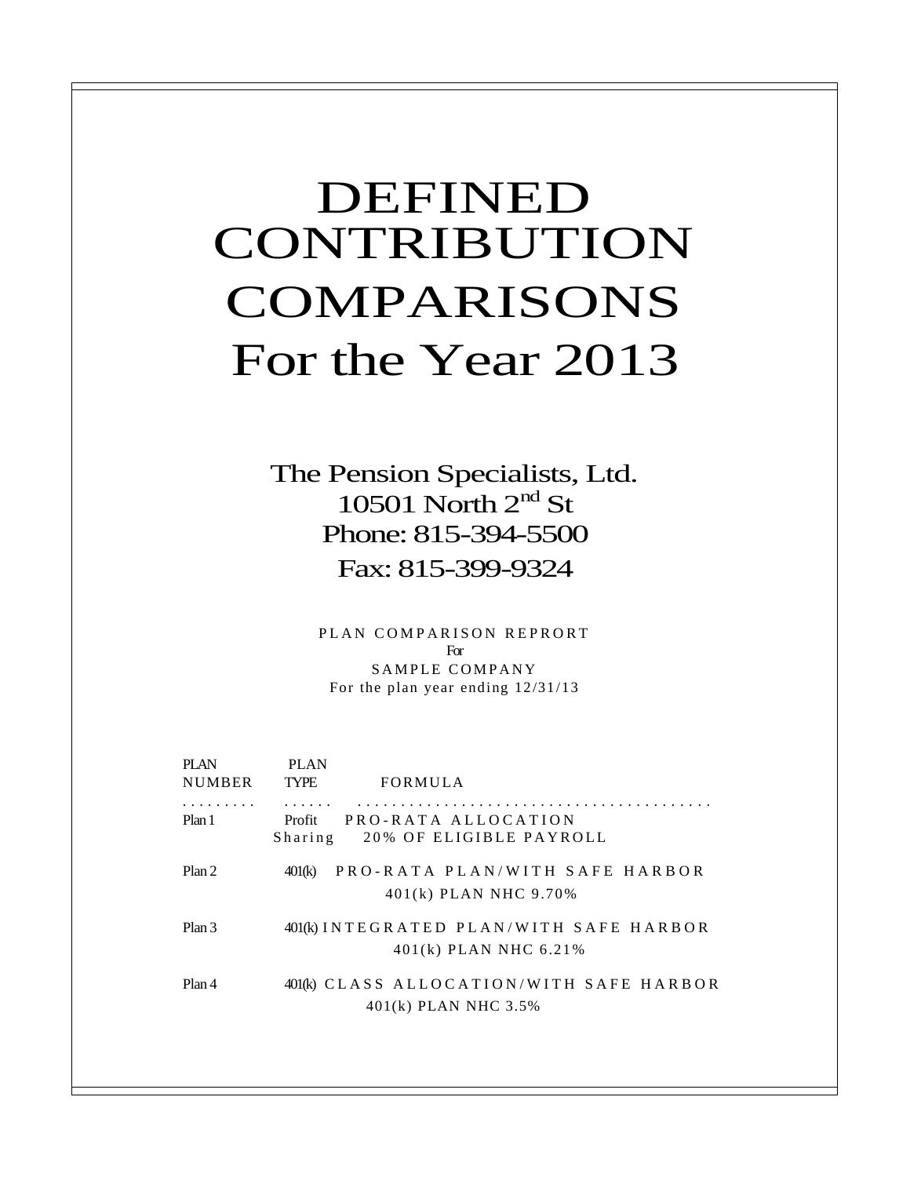# DEFINED CONTRIBUTION COMPARISONS For the Year 2013

## The Pension Specialists, Ltd.

10501 North 2nd St
Phone: 815-394-5500
Fax: 815-399-9324

PLAN COMPARISON REPRORT
For
SAMPLE COMPANY
For the plan year ending 12/31/13

| PLAN NUMBER | PLAN TYPE | FORMULA |
|---|---|---|
| Plan 1 | Profit Sharing | PRO-RATA ALLOCATION<br>20% OF ELIGIBLE PAYROLL |
| Plan 2 | 401(k) | PRO-RATA PLAN/WITH SAFE HARBOR<br>401(k) PLAN NHC 9.70% |
| Plan 3 | 401(k) | INTEGRATED PLAN/WITH SAFE HARBOR<br>401(k) PLAN NHC 6.21% |
| Plan 4 | 401(k) | CLASS ALLOCATION/WITH SAFE HARBOR<br>401(k) PLAN NHC 3.5% |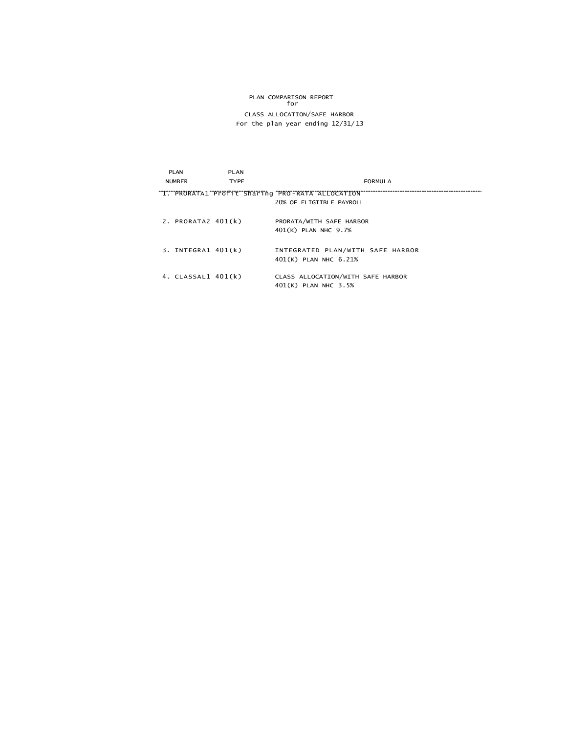# PLAN COMPARISON REPORT
for
## CLASS ALLOCATION/SAFE HARBOR
For the plan year ending 12/31/13

| PLAN NUMBER | PLAN TYPE | FORMULA |
|---|---|---|
| 1. PRORATA1 | Profit Sharing | PRO-RATA ALLOCATION<br>20% OF ELIGIBLE PAYROLL |
| 2. PRORATA2 | 401(k) | PRORATA/WITH SAFE HARBOR<br>401(K) PLAN NHC 9.7% |
| 3. INTEGRA1 | 401(k) | INTEGRATED PLAN/WITH SAFE HARBOR<br>401(K) PLAN NHC 6.21% |
| 4. CLASSAL1 | 401(k) | CLASS ALLOCATION/WITH SAFE HARBOR<br>401(K) PLAN NHC 3.5% |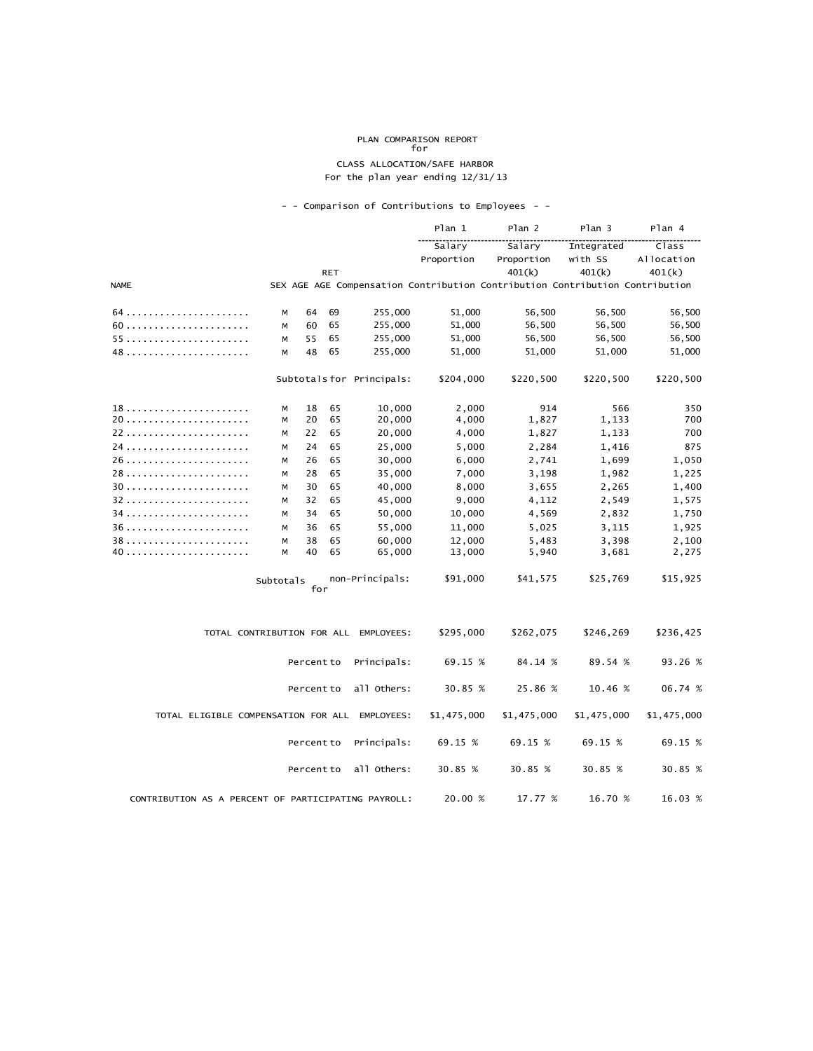PLAN COMPARISON REPORT
for

CLASS ALLOCATION/SAFE HARBOR
For the plan year ending 12/31/13

- - Comparison of Contributions to Employees - -

| NAME | SEX | AGE | RET AGE | Compensation | Plan 1 Salary Proportion Contribution | Plan 2 Salary Proportion 401(k) Contribution | Plan 3 Integrated with SS 401(k) Contribution | Plan 4 Class Allocation 401(k) Contribution |
|---|---|---|---|---|---|---|---|---|
| 64...................... | M | 64 | 69 | 255,000 | 51,000 | 56,500 | 56,500 | 56,500 |
| 60...................... | M | 60 | 65 | 255,000 | 51,000 | 56,500 | 56,500 | 56,500 |
| 55...................... | M | 55 | 65 | 255,000 | 51,000 | 56,500 | 56,500 | 56,500 |
| 48...................... | M | 48 | 65 | 255,000 | 51,000 | 51,000 | 51,000 | 51,000 |
| | | | | Subtotals for Principals: | $204,000 | $220,500 | $220,500 | $220,500 |
| 18...................... | M | 18 | 65 | 10,000 | 2,000 | 914 | 566 | 350 |
| 20...................... | M | 20 | 65 | 20,000 | 4,000 | 1,827 | 1,133 | 700 |
| 22...................... | M | 22 | 65 | 20,000 | 4,000 | 1,827 | 1,133 | 700 |
| 24...................... | M | 24 | 65 | 25,000 | 5,000 | 2,284 | 1,416 | 875 |
| 26...................... | M | 26 | 65 | 30,000 | 6,000 | 2,741 | 1,699 | 1,050 |
| 28...................... | M | 28 | 65 | 35,000 | 7,000 | 3,198 | 1,982 | 1,225 |
| 30...................... | M | 30 | 65 | 40,000 | 8,000 | 3,655 | 2,265 | 1,400 |
| 32...................... | M | 32 | 65 | 45,000 | 9,000 | 4,112 | 2,549 | 1,575 |
| 34...................... | M | 34 | 65 | 50,000 | 10,000 | 4,569 | 2,832 | 1,750 |
| 36...................... | M | 36 | 65 | 55,000 | 11,000 | 5,025 | 3,115 | 1,925 |
| 38...................... | M | 38 | 65 | 60,000 | 12,000 | 5,483 | 3,398 | 2,100 |
| 40...................... | M | 40 | 65 | 65,000 | 13,000 | 5,940 | 3,681 | 2,275 |
| | | | | Subtotals for non-Principals: | $91,000 | $41,575 | $25,769 | $15,925 |
| | | | | TOTAL CONTRIBUTION FOR ALL EMPLOYEES: | $295,000 | $262,075 | $246,269 | $236,425 |
| | | | | Percent to Principals: | 69.15 % | 84.14 % | 89.54 % | 93.26 % |
| | | | | Percent to all Others: | 30.85 % | 25.86 % | 10.46 % | 06.74 % |
| | | | | TOTAL ELIGIBLE COMPENSATION FOR ALL EMPLOYEES: | $1,475,000 | $1,475,000 | $1,475,000 | $1,475,000 |
| | | | | Percent to Principals: | 69.15 % | 69.15 % | 69.15 % | 69.15 % |
| | | | | Percent to all Others: | 30.85 % | 30.85 % | 30.85 % | 30.85 % |
| | | | | CONTRIBUTION AS A PERCENT OF PARTICIPATING PAYROLL: | 20.00 % | 17.77 % | 16.70 % | 16.03 % |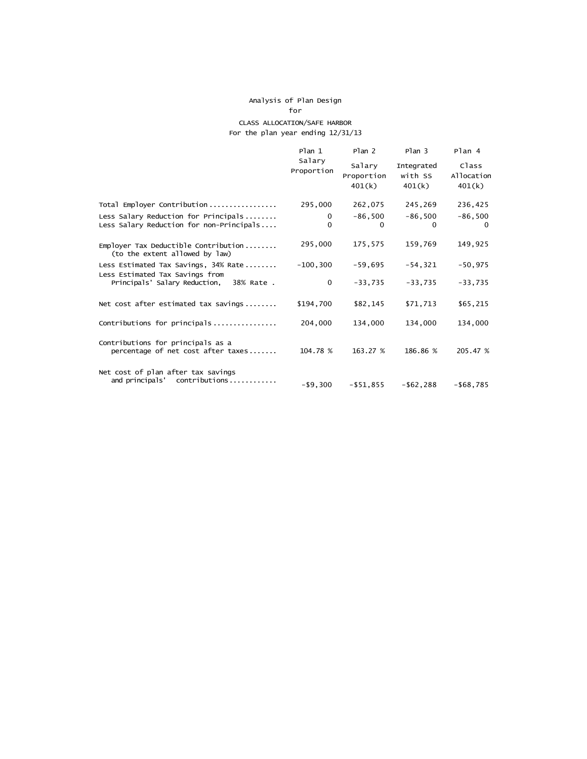# Analysis of Plan Design
## for
## CLASS ALLOCATION/SAFE HARBOR
### For the plan year ending 12/31/13

| | Plan 1<br>Salary Proportion | Plan 2<br>Salary Proportion 401(k) | Plan 3<br>Integrated with SS 401(k) | Plan 4<br>Class Allocation 401(k) |
|---|---|---|---|---|
| Total Employer Contribution ................ | 295,000 | 262,075 | 245,269 | 236,425 |
| Less Salary Reduction for Principals ........ | 0 | -86,500 | -86,500 | -86,500 |
| Less Salary Reduction for non-Principals .... | 0 | 0 | 0 | 0 |
| Employer Tax Deductible Contribution ........ (to the extent allowed by law) | 295,000 | 175,575 | 159,769 | 149,925 |
| Less Estimated Tax Savings, 34% Rate ........ | -100,300 | -59,695 | -54,321 | -50,975 |
| Less Estimated Tax Savings from Principals' Salary Reduction, 38% Rate . | 0 | -33,735 | -33,735 | -33,735 |
| Net cost after estimated tax savings ........ | $194,700 | $82,145 | $71,713 | $65,215 |
| Contributions for principals ................ | 204,000 | 134,000 | 134,000 | 134,000 |
| Contributions for principals as a percentage of net cost after taxes ....... | 104.78 % | 163.27 % | 186.86 % | 205.47 % |
| Net cost of plan after tax savings and principals' contributions ........... | -$9,300 | -$51,855 | -$62,288 | -$68,785 |